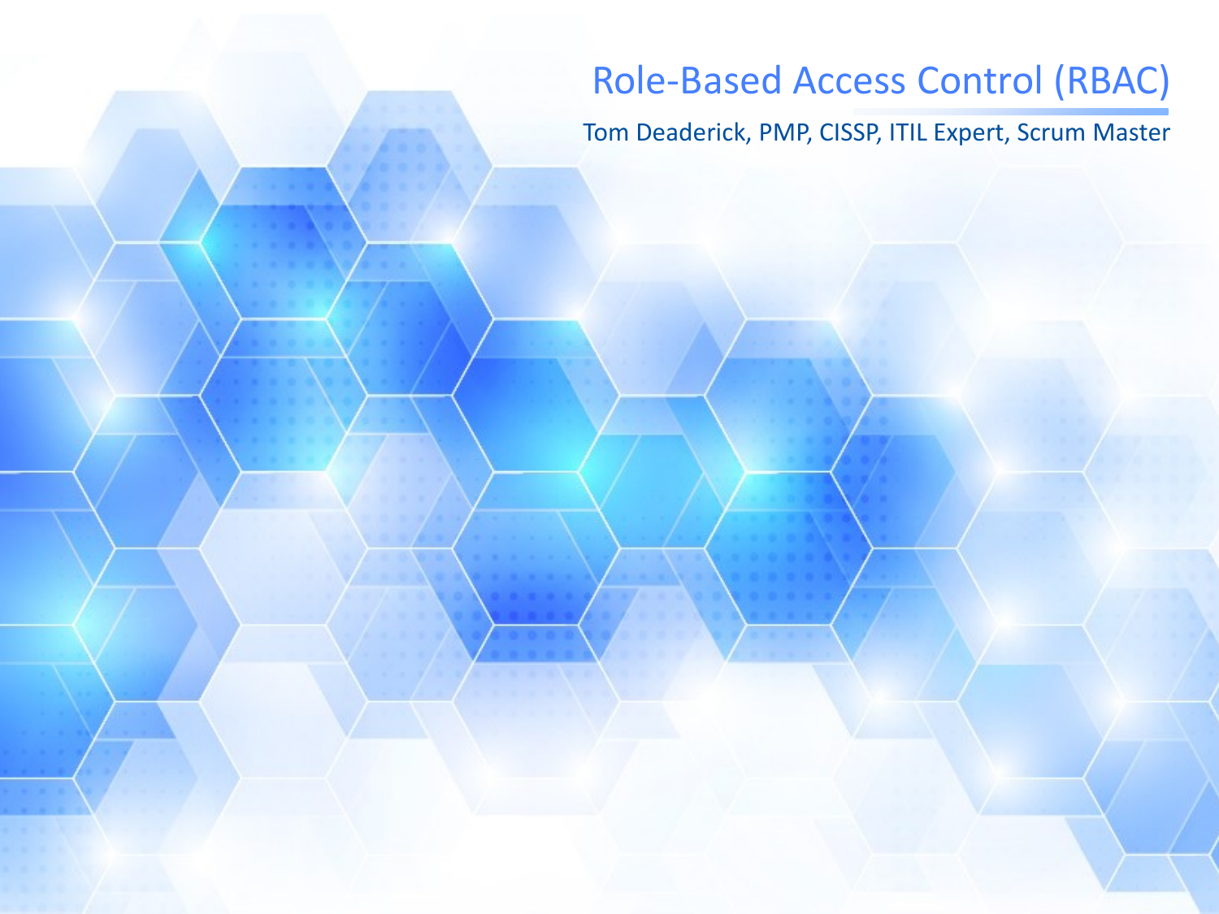# Role-Based Access Control (RBAC)

Tom Deaderick, PMP, CISSP, ITIL Expert, Scrum Master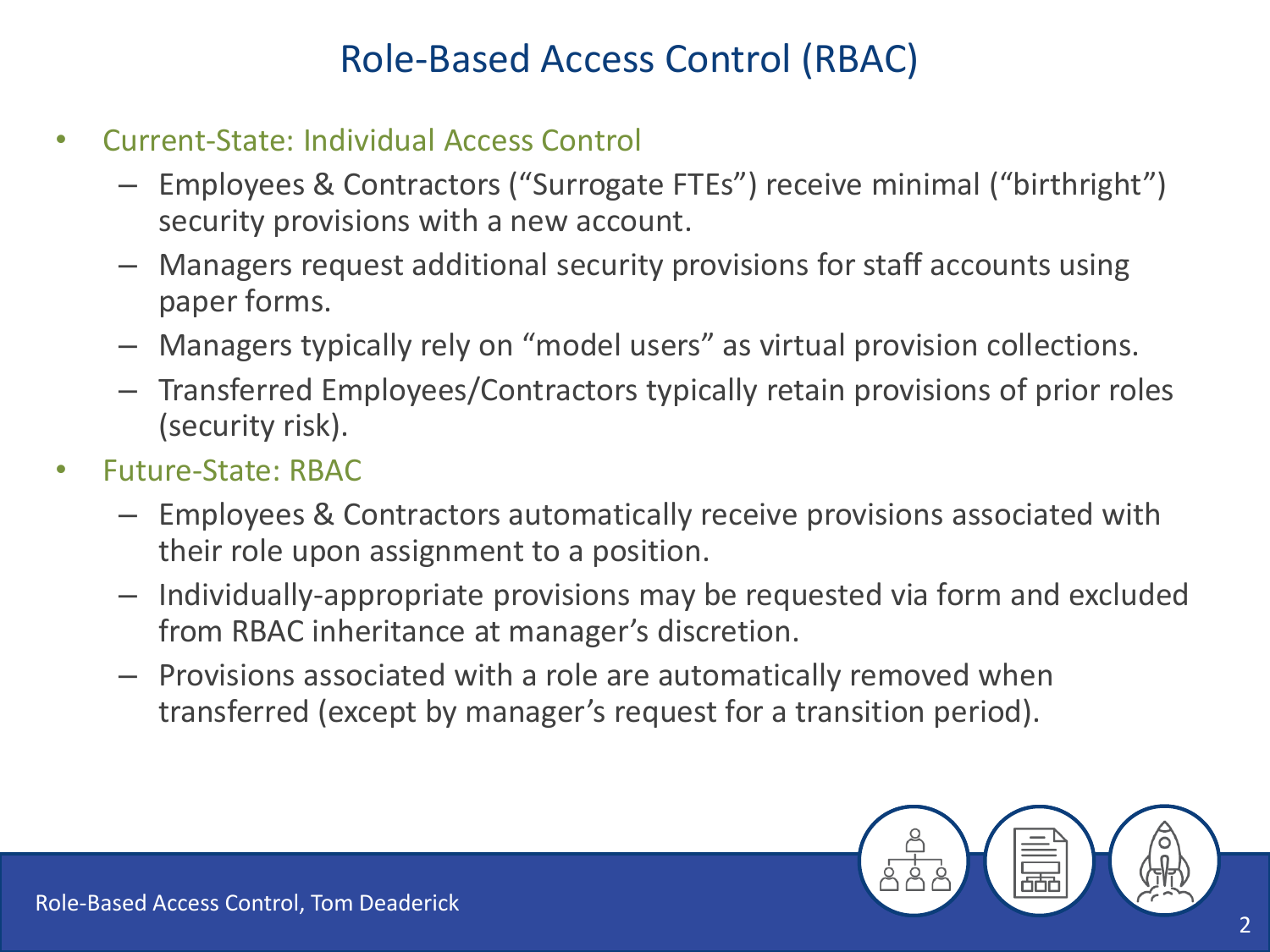# Role-Based Access Control (RBAC)

- Current-State: Individual Access Control
  - Employees & Contractors (“Surrogate FTEs”) receive minimal (“birthright”) security provisions with a new account.
  - Managers request additional security provisions for staff accounts using paper forms.
  - Managers typically rely on “model users” as virtual provision collections.
  - Transferred Employees/Contractors typically retain provisions of prior roles (security risk).
- Future-State: RBAC
  - Employees & Contractors automatically receive provisions associated with their role upon assignment to a position.
  - Individually-appropriate provisions may be requested via form and excluded from RBAC inheritance at manager’s discretion.
  - Provisions associated with a role are automatically removed when transferred (except by manager’s request for a transition period).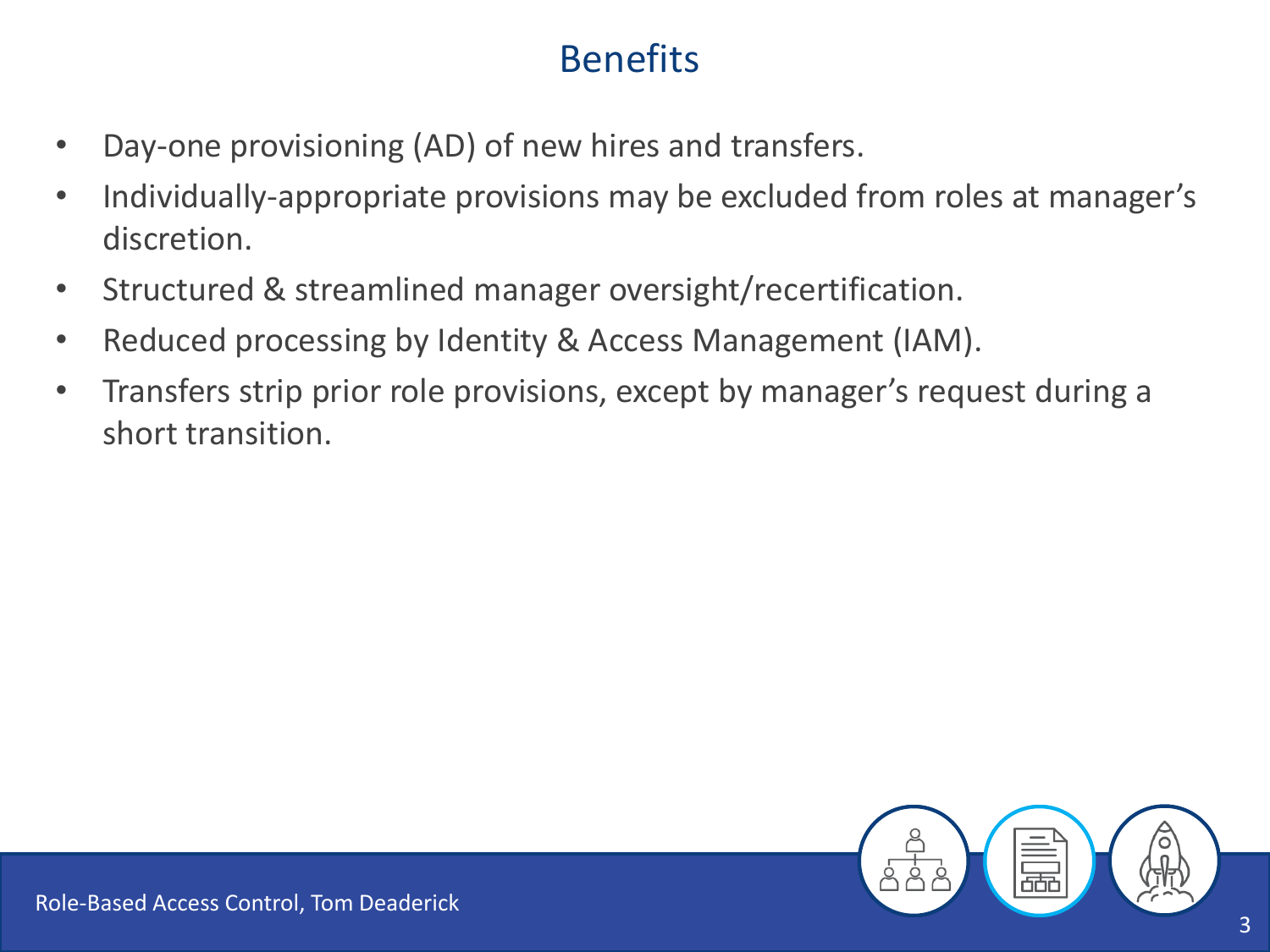# Benefits

- Day-one provisioning (AD) of new hires and transfers.
- Individually-appropriate provisions may be excluded from roles at manager's discretion.
- Structured & streamlined manager oversight/recertification.
- Reduced processing by Identity & Access Management (IAM).
- Transfers strip prior role provisions, except by manager's request during a short transition.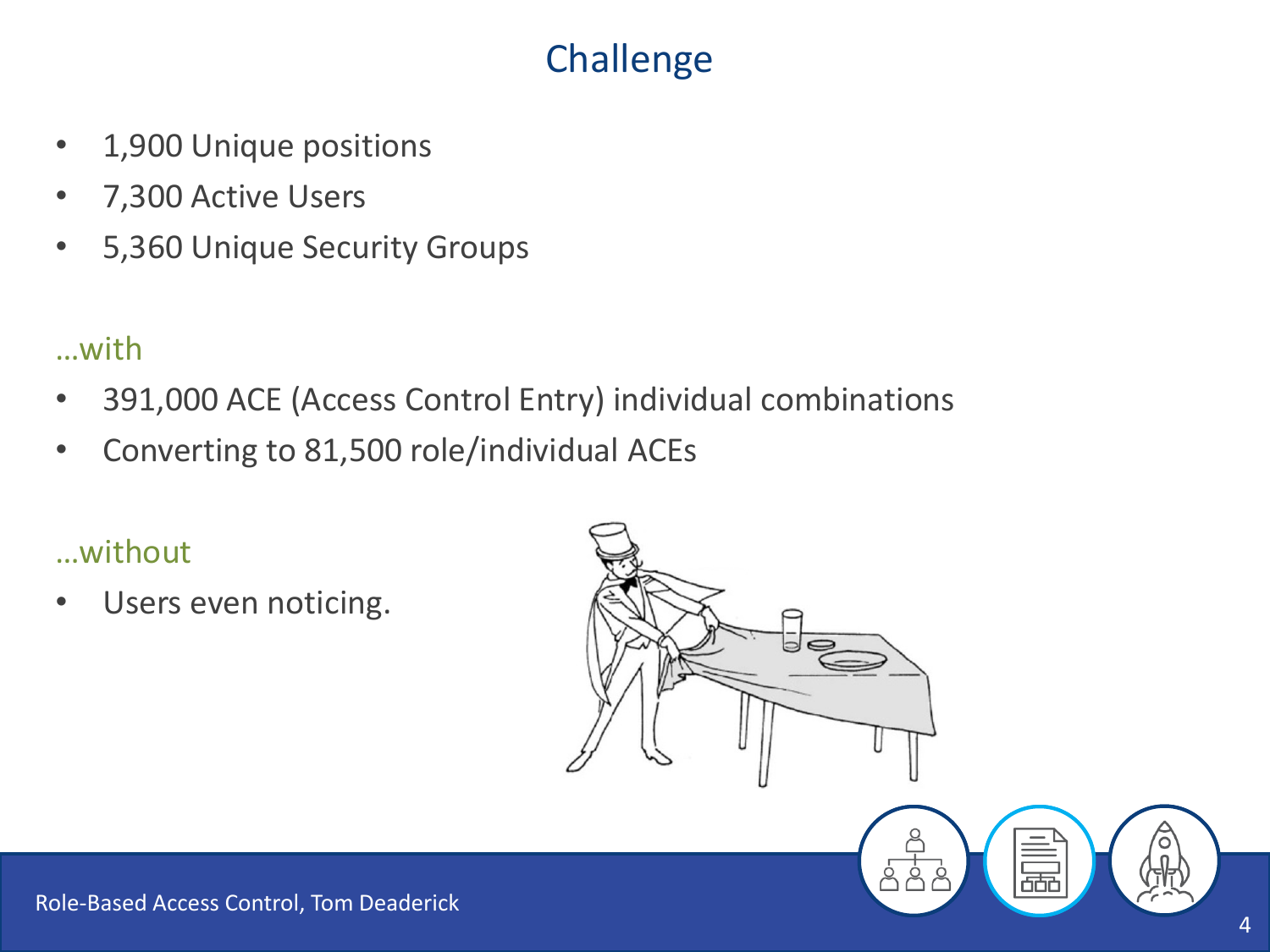# Challenge

- 1,900 Unique positions
- 7,300 Active Users
- 5,360 Unique Security Groups

…with

- 391,000 ACE (Access Control Entry) individual combinations
- Converting to 81,500 role/individual ACEs

…without

- Users even noticing.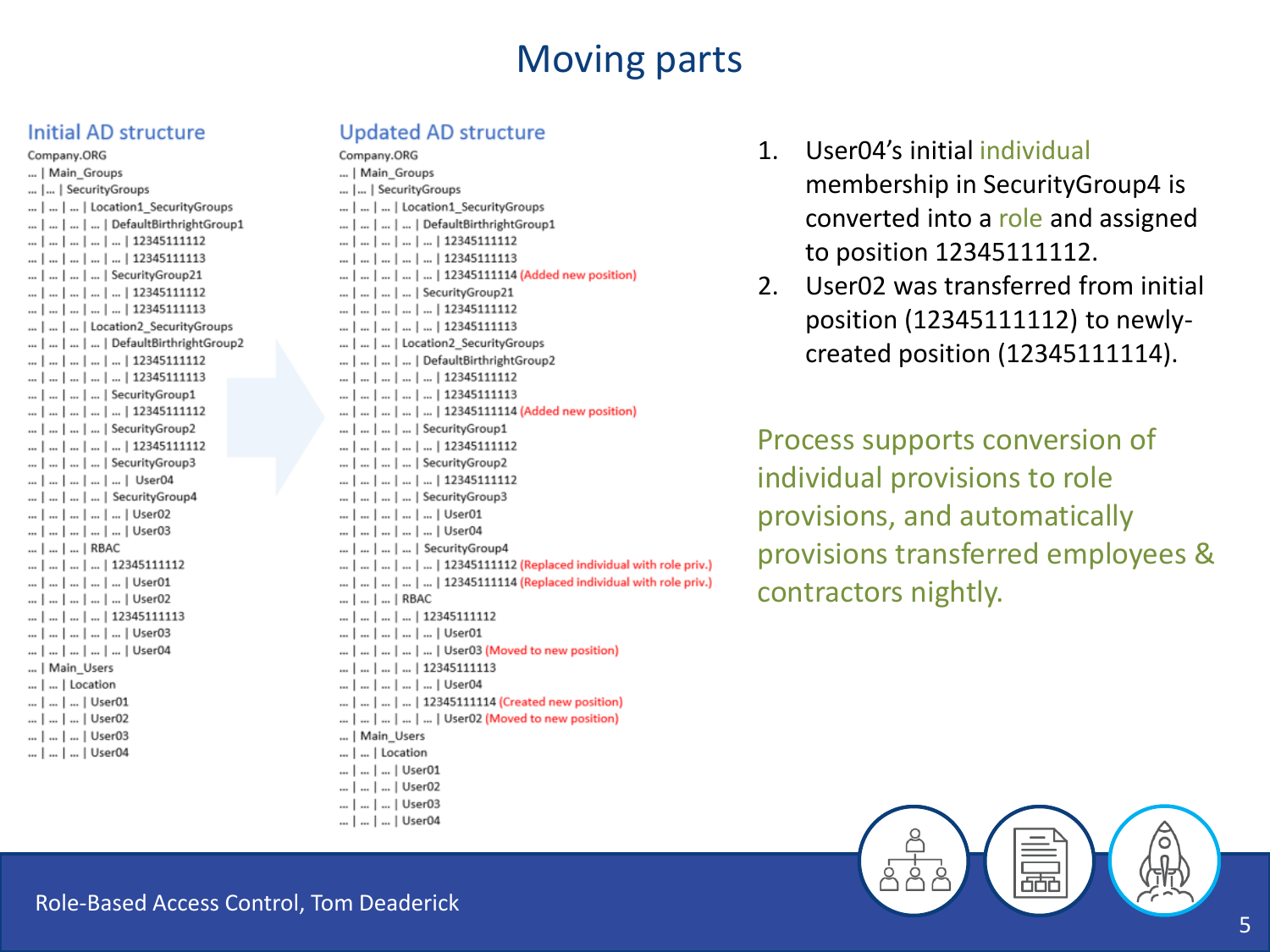# Moving parts

## Initial AD structure

```
Company.ORG
... | Main_Groups
... |... | SecurityGroups
... | ... | ... | Location1_SecurityGroups
... | ... | ... | ... | DefaultBirthrightGroup1
... | ... | ... | ... | ... | 12345111112
... | ... | ... | ... | ... | 12345111113
... | ... | ... | ... | SecurityGroup21
... | ... | ... | ... | ... | 12345111112
... | ... | ... | ... | ... | 12345111113
... | ... | ... | Location2_SecurityGroups
... | ... | ... | ... | DefaultBirthrightGroup2
... | ... | ... | ... | ... | 12345111112
... | ... | ... | ... | ... | 12345111113
... | ... | ... | ... | SecurityGroup1
... | ... | ... | ... | ... | 12345111112
... | ... | ... | ... | SecurityGroup2
... | ... | ... | ... | ... | 12345111112
... | ... | ... | ... | SecurityGroup3
... | ... | ... | ... | ... |  User04
... | ... | ... | ... | SecurityGroup4
... | ... | ... | ... | ... | User02
... | ... | ... | ... | ... | User03
... | ... | ... | RBAC
... | ... | ... | ... | 12345111112
... | ... | ... | ... | ... | User01
... | ... | ... | ... | ... | User02
... | ... | ... | ... | 12345111113
... | ... | ... | ... | ... | User03
... | ... | ... | ... | ... | User04
... | Main_Users
... | ... | Location
... | ... | ... | User01
... | ... | ... | User02
... | ... | ... | User03
... | ... | ... | User04
```

## Updated AD structure

```
Company.ORG
... | Main_Groups
... |... | SecurityGroups
... | ... | ... | Location1_SecurityGroups
... | ... | ... | ... | DefaultBirthrightGroup1
... | ... | ... | ... | ... | 12345111112
... | ... | ... | ... | ... | 12345111113
... | ... | ... | ... | ... | 12345111114 (Added new position)
... | ... | ... | ... | SecurityGroup21
... | ... | ... | ... | ... | 12345111112
... | ... | ... | ... | ... | 12345111113
... | ... | ... | Location2_SecurityGroups
... | ... | ... | ... | DefaultBirthrightGroup2
... | ... | ... | ... | ... | 12345111112
... | ... | ... | ... | ... | 12345111113
... | ... | ... | ... | ... | 12345111114 (Added new position)
... | ... | ... | ... | SecurityGroup1
... | ... | ... | ... | ... | 12345111112
... | ... | ... | ... | SecurityGroup2
... | ... | ... | ... | ... | 12345111112
... | ... | ... | ... | SecurityGroup3
... | ... | ... | ... | ... | User01
... | ... | ... | ... | ... | User04
... | ... | ... | ... | SecurityGroup4
... | ... | ... | ... | ... | 12345111112 (Replaced individual with role priv.)
... | ... | ... | ... | ... | 12345111114 (Replaced individual with role priv.)
... | ... | ... | RBAC
... | ... | ... | ... | 12345111112
... | ... | ... | ... | ... | User01
... | ... | ... | ... | ... | User03 (Moved to new position)
... | ... | ... | ... | 12345111113
... | ... | ... | ... | ... | User04
... | ... | ... | ... | 12345111114 (Created new position)
... | ... | ... | ... | ... | User02 (Moved to new position)
... | Main_Users
... | ... | Location
... | ... | ... | User01
... | ... | ... | User02
... | ... | ... | User03
... | ... | ... | User04
```

1. User04's initial individual membership in SecurityGroup4 is converted into a role and assigned to position 12345111112.
2. User02 was transferred from initial position (12345111112) to newly-created position (12345111114).

Process supports conversion of individual provisions to role provisions, and automatically provisions transferred employees & contractors nightly.

Role-Based Access Control, Tom Deaderick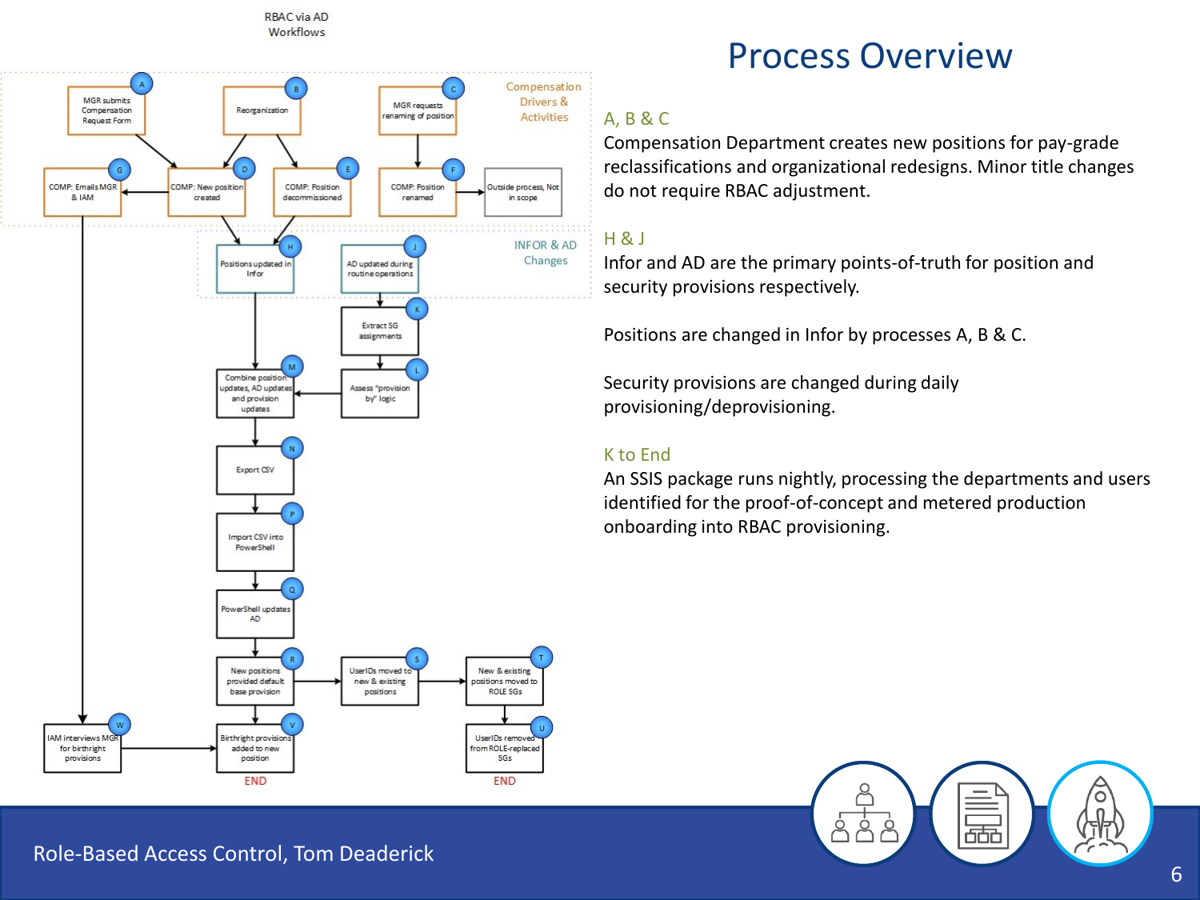# Process Overview

RBAC via AD Workflows

Compensation Drivers & Activities

- A: MGR submits Compensation Request Form
- B: Reorganization
- C: MGR requests renaming of position
- D: COMP: New position created
- E: COMP: Position decommissioned
- F: COMP: Position renamed
- G: COMP: Emails MGR & IAM
- Outside process, Not in scope

INFOR & AD Changes

- H: Positions updated in Infor
- J: AD updated during routine operations
- K: Extract SG assignments
- L: Assess "provision by" logic
- M: Combine position updates, AD updates and provision updates
- N: Export CSV
- P: Import CSV into PowerShell
- Q: PowerShell updates AD
- R: New positions provided default base provision
- S: UserIDs moved to new & existing positions
- T: New & existing positions moved to ROLE SGs
- U: UserIDs removed from ROLE-replaced SGs
- END
- W: IAM interviews MGR for birthright provisions
- V: Birthright provisions added to new position
- END

## A, B & C

Compensation Department creates new positions for pay-grade reclassifications and organizational redesigns. Minor title changes do not require RBAC adjustment.

## H & J

Infor and AD are the primary points-of-truth for position and security provisions respectively.

Positions are changed in Infor by processes A, B & C.

Security provisions are changed during daily provisioning/deprovisioning.

## K to End

An SSIS package runs nightly, processing the departments and users identified for the proof-of-concept and metered production onboarding into RBAC provisioning.

Role-Based Access Control, Tom Deaderick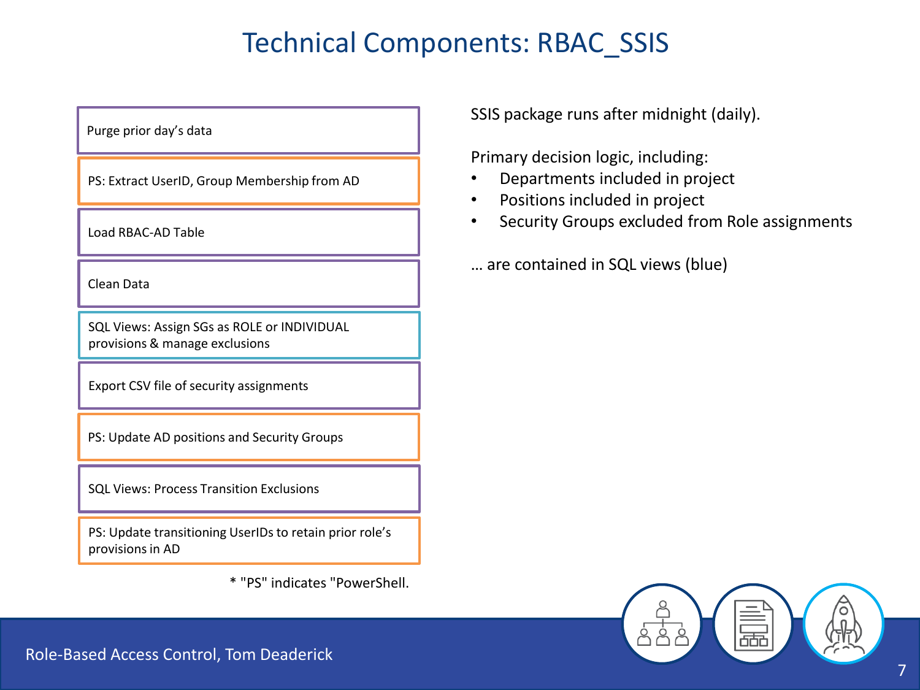# Technical Components: RBAC_SSIS

- Purge prior day’s data
- PS: Extract UserID, Group Membership from AD
- Load RBAC-AD Table
- Clean Data
- SQL Views: Assign SGs as ROLE or INDIVIDUAL provisions & manage exclusions
- Export CSV file of security assignments
- PS: Update AD positions and Security Groups
- SQL Views: Process Transition Exclusions
- PS: Update transitioning UserIDs to retain prior role’s provisions in AD

* "PS" indicates "PowerShell.

SSIS package runs after midnight (daily).

Primary decision logic, including:

- Departments included in project
- Positions included in project
- Security Groups excluded from Role assignments

… are contained in SQL views (blue)

Role-Based Access Control, Tom Deaderick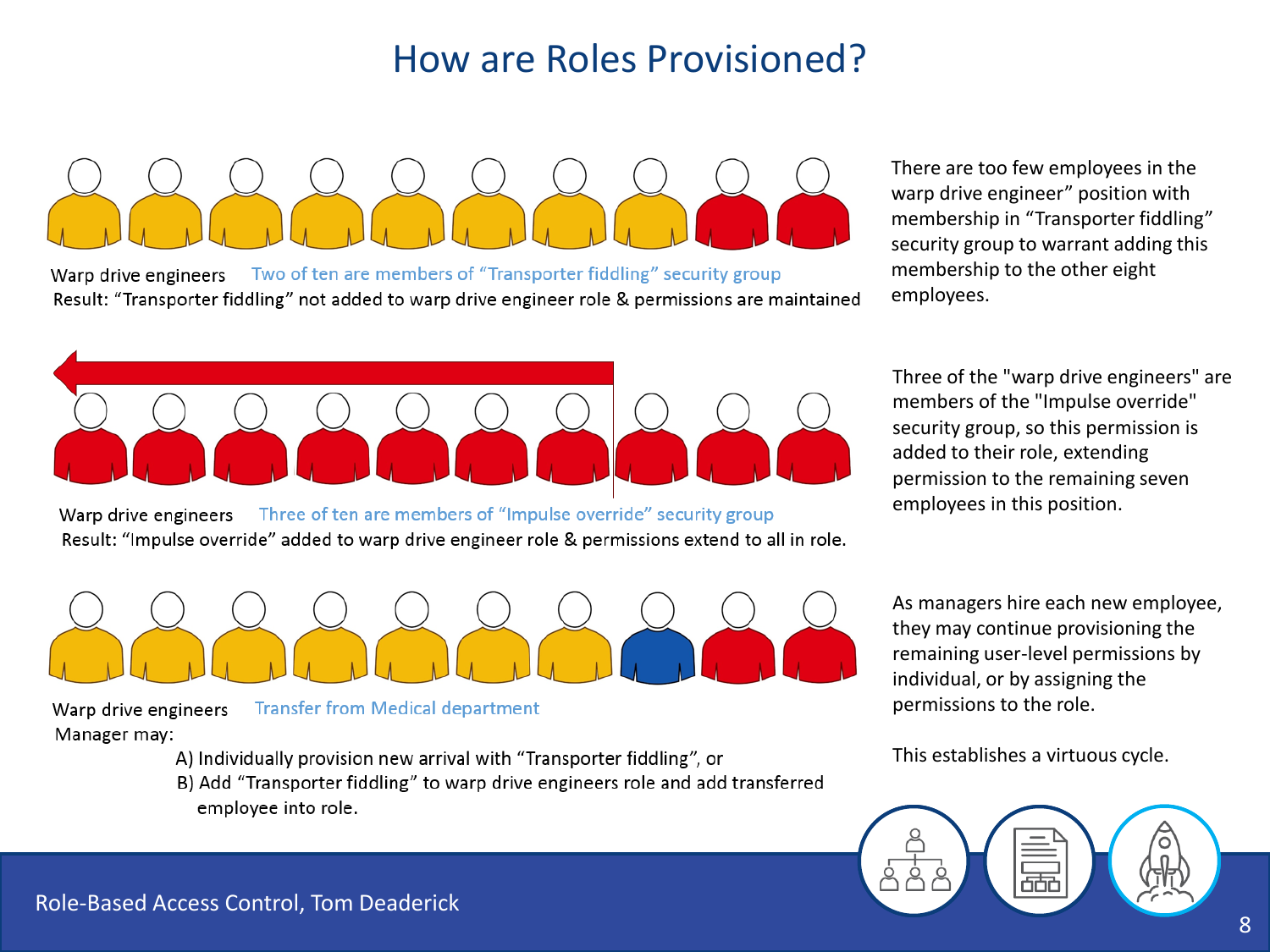# How are Roles Provisioned?

Warp drive engineers Two of ten are members of "Transporter fiddling" security group

Result: "Transporter fiddling" not added to warp drive engineer role & permissions are maintained

There are too few employees in the warp drive engineer" position with membership in "Transporter fiddling" security group to warrant adding this membership to the other eight employees.

Warp drive engineers Three of ten are members of "Impulse override" security group

Result: "Impulse override" added to warp drive engineer role & permissions extend to all in role.

Three of the "warp drive engineers" are members of the "Impulse override" security group, so this permission is added to their role, extending permission to the remaining seven employees in this position.

Warp drive engineers Transfer from Medical department

Manager may:

A) Individually provision new arrival with "Transporter fiddling", or

B) Add "Transporter fiddling" to warp drive engineers role and add transferred employee into role.

As managers hire each new employee, they may continue provisioning the remaining user-level permissions by individual, or by assigning the permissions to the role.

This establishes a virtuous cycle.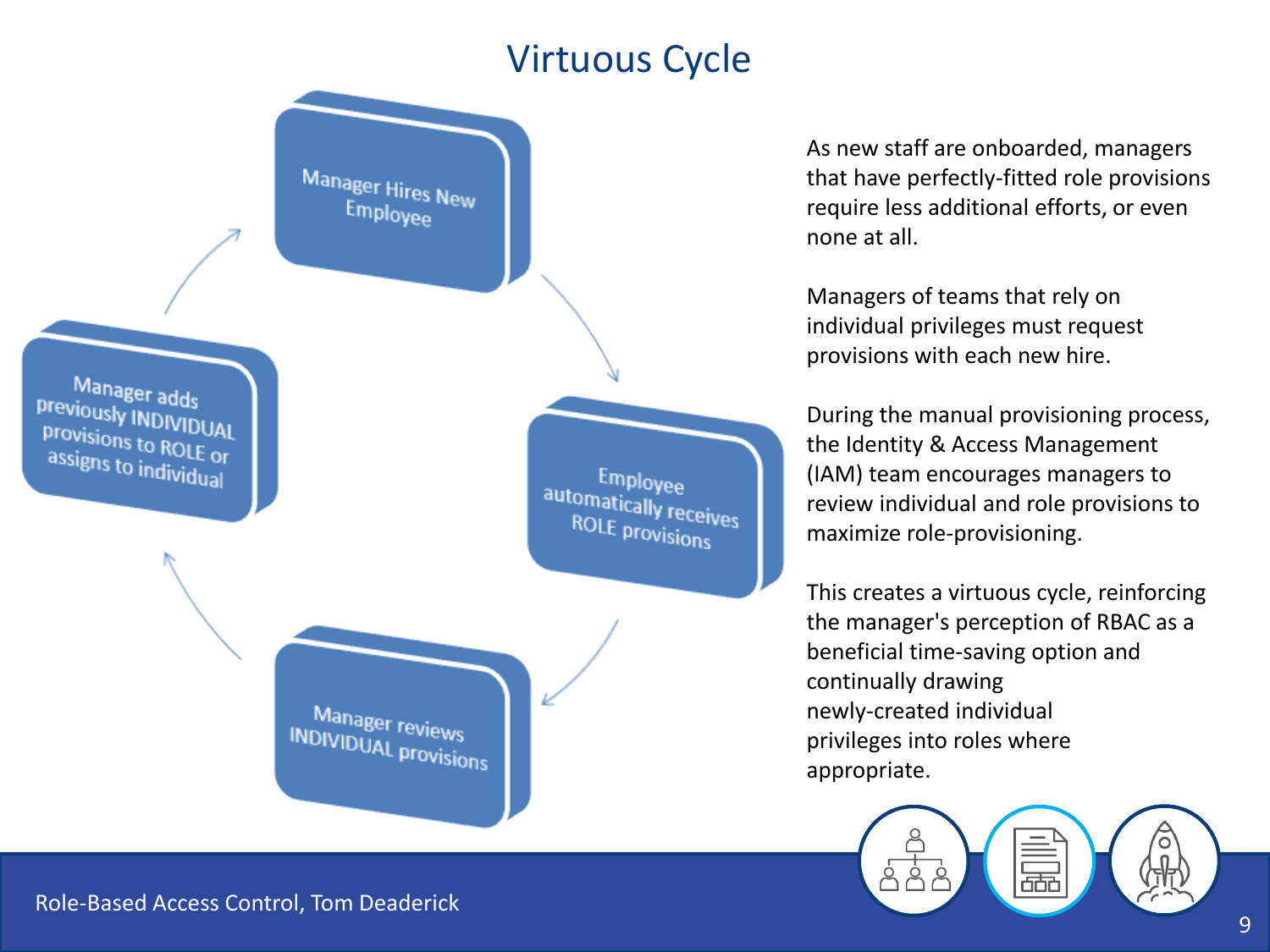# Virtuous Cycle

Manager Hires New Employee → Employee automatically receives ROLE provisions → Manager reviews INDIVIDUAL provisions → Manager adds previously INDIVIDUAL provisions to ROLE or assigns to individual → Manager Hires New Employee

As new staff are onboarded, managers that have perfectly-fitted role provisions require less additional efforts, or even none at all.

Managers of teams that rely on individual privileges must request provisions with each new hire.

During the manual provisioning process, the Identity & Access Management (IAM) team encourages managers to review individual and role provisions to maximize role-provisioning.

This creates a virtuous cycle, reinforcing the manager's perception of RBAC as a beneficial time-saving option and continually drawing newly-created individual privileges into roles where appropriate.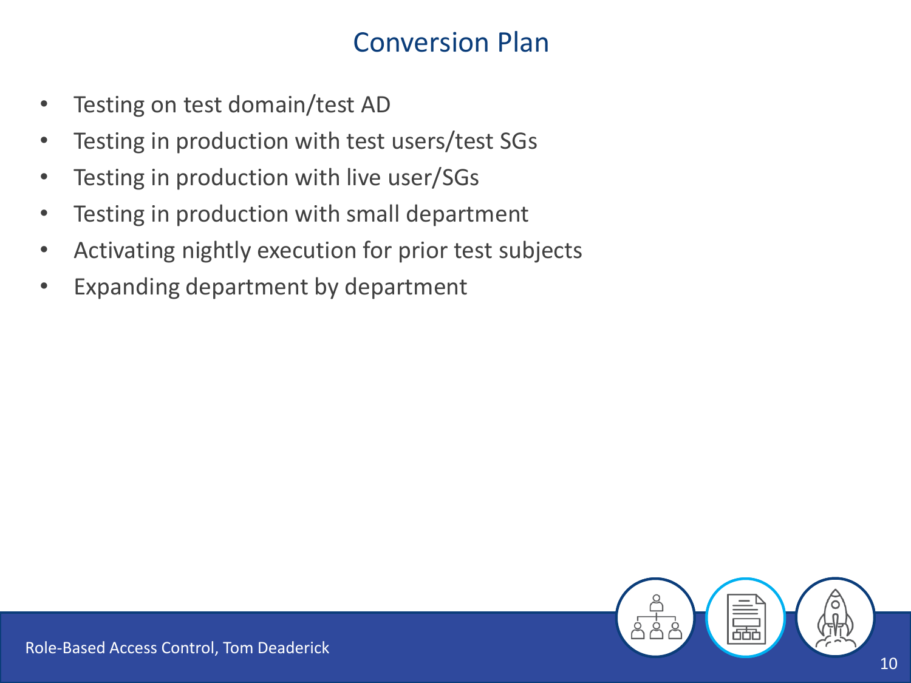# Conversion Plan

- Testing on test domain/test AD
- Testing in production with test users/test SGs
- Testing in production with live user/SGs
- Testing in production with small department
- Activating nightly execution for prior test subjects
- Expanding department by department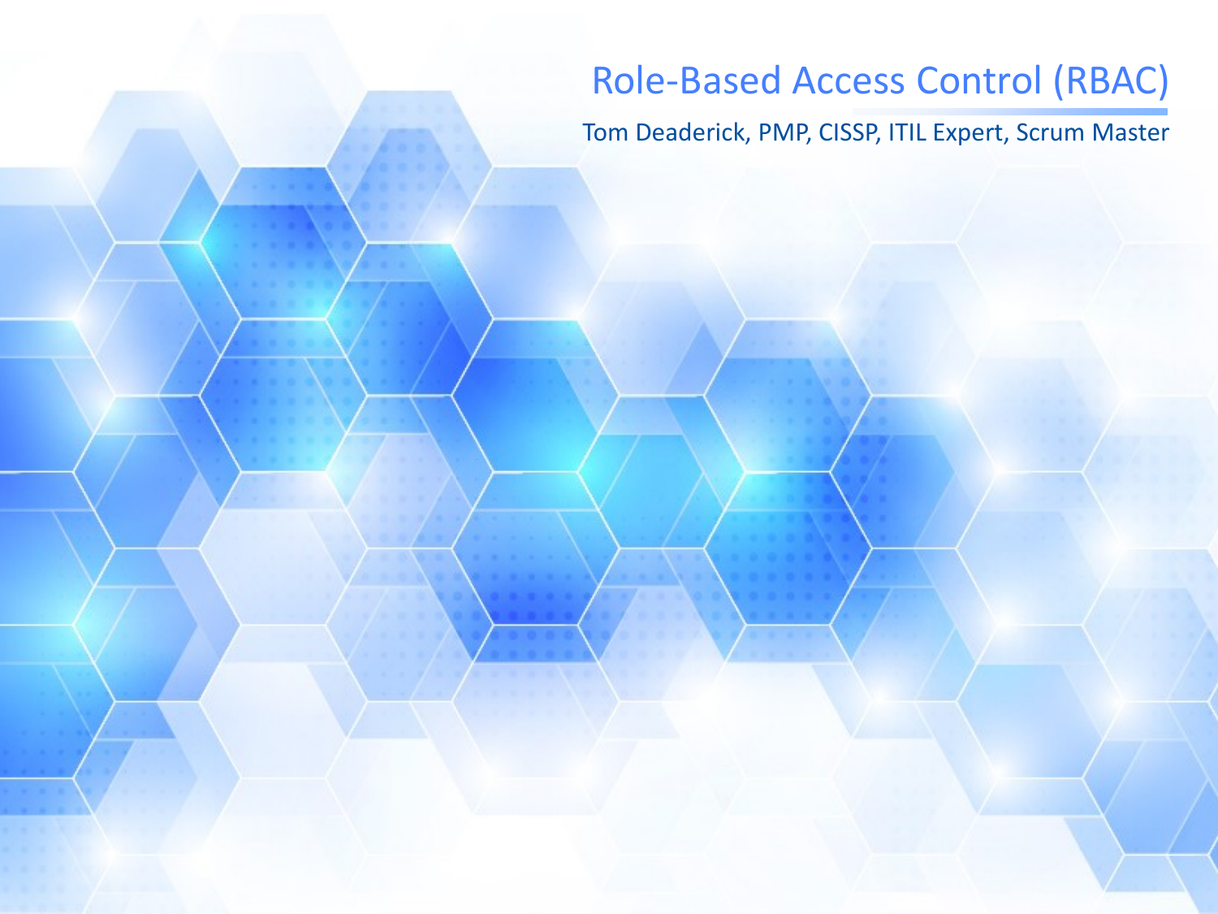# Role-Based Access Control (RBAC)

Tom Deaderick, PMP, CISSP, ITIL Expert, Scrum Master